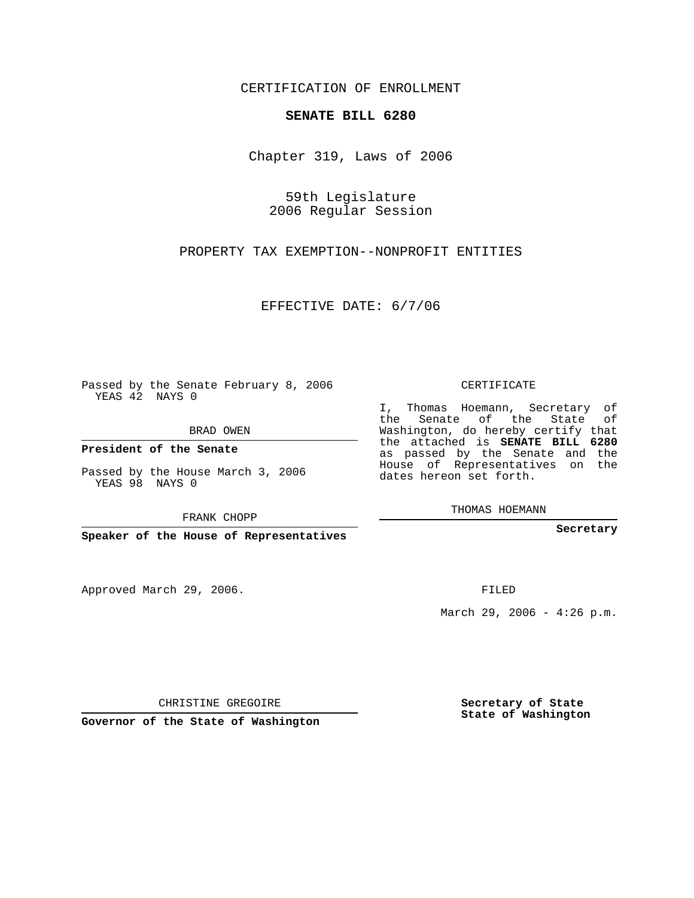CERTIFICATION OF ENROLLMENT

**SENATE BILL 6280**

Chapter 319, Laws of 2006

59th Legislature
2006 Regular Session

PROPERTY TAX EXEMPTION--NONPROFIT ENTITIES

EFFECTIVE DATE: 6/7/06

Passed by the Senate February 8, 2006
YEAS 42 NAYS 0

BRAD OWEN

**President of the Senate**

Passed by the House March 3, 2006
YEAS 98 NAYS 0

FRANK CHOPP

**Speaker of the House of Representatives**

Approved March 29, 2006.

CHRISTINE GREGOIRE

**Governor of the State of Washington**

CERTIFICATE

I, Thomas Hoemann, Secretary of the Senate of the State of Washington, do hereby certify that the attached is **SENATE BILL 6280** as passed by the Senate and the House of Representatives on the dates hereon set forth.

THOMAS HOEMANN

**Secretary**

FILED

March 29, 2006 - 4:26 p.m.

**Secretary of State**
**State of Washington**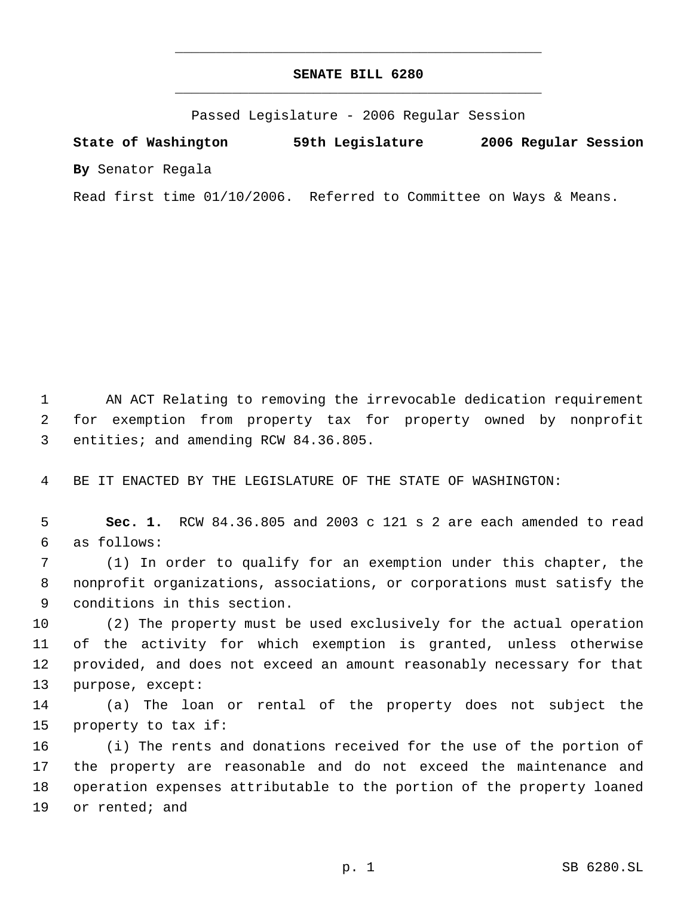# SENATE BILL 6280

Passed Legislature - 2006 Regular Session

**State of Washington** **59th Legislature** **2006 Regular Session**

**By** Senator Regala

Read first time 01/10/2006. Referred to Committee on Ways & Means.

1 AN ACT Relating to removing the irrevocable dedication requirement
2 for exemption from property tax for property owned by nonprofit
3 entities; and amending RCW 84.36.805.

4 BE IT ENACTED BY THE LEGISLATURE OF THE STATE OF WASHINGTON:

5 **Sec. 1.** RCW 84.36.805 and 2003 c 121 s 2 are each amended to read
6 as follows:

7 (1) In order to qualify for an exemption under this chapter, the
8 nonprofit organizations, associations, or corporations must satisfy the
9 conditions in this section.

10 (2) The property must be used exclusively for the actual operation
11 of the activity for which exemption is granted, unless otherwise
12 provided, and does not exceed an amount reasonably necessary for that
13 purpose, except:

14 (a) The loan or rental of the property does not subject the
15 property to tax if:

16 (i) The rents and donations received for the use of the portion of
17 the property are reasonable and do not exceed the maintenance and
18 operation expenses attributable to the portion of the property loaned
19 or rented; and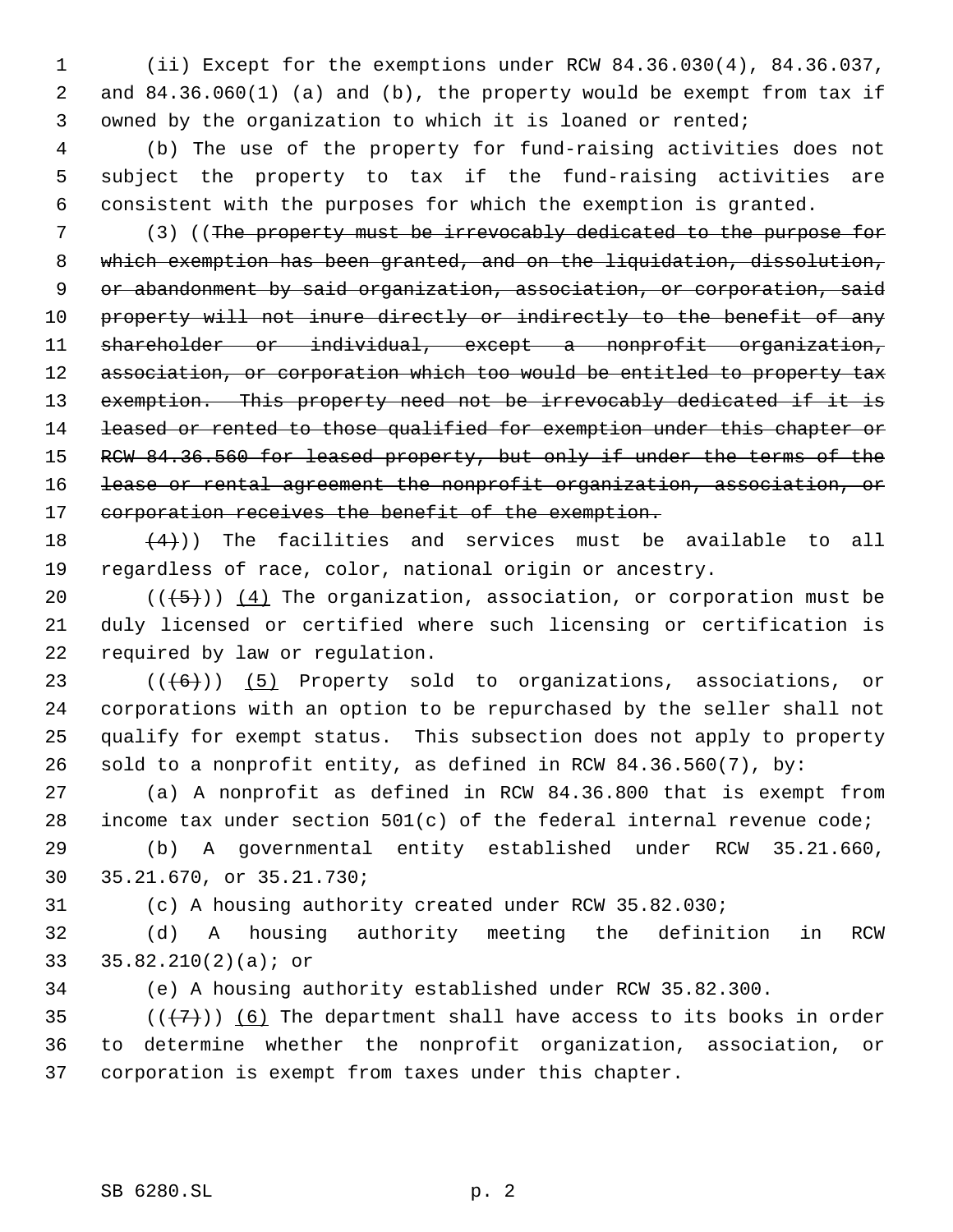(ii) Except for the exemptions under RCW 84.36.030(4), 84.36.037, and 84.36.060(1) (a) and (b), the property would be exempt from tax if owned by the organization to which it is loaned or rented;

(b) The use of the property for fund-raising activities does not subject the property to tax if the fund-raising activities are consistent with the purposes for which the exemption is granted.

(3) ((~~The property must be irrevocably dedicated to the purpose for which exemption has been granted, and on the liquidation, dissolution, or abandonment by said organization, association, or corporation, said property will not inure directly or indirectly to the benefit of any shareholder or individual, except a nonprofit organization, association, or corporation which too would be entitled to property tax exemption. This property need not be irrevocably dedicated if it is leased or rented to those qualified for exemption under this chapter or RCW 84.36.560 for leased property, but only if under the terms of the lease or rental agreement the nonprofit organization, association, or corporation receives the benefit of the exemption.~~

~~(4)~~)) The facilities and services must be available to all regardless of race, color, national origin or ancestry.

((~~(5)~~)) <u>(4)</u> The organization, association, or corporation must be duly licensed or certified where such licensing or certification is required by law or regulation.

((~~(6)~~)) <u>(5)</u> Property sold to organizations, associations, or corporations with an option to be repurchased by the seller shall not qualify for exempt status. This subsection does not apply to property sold to a nonprofit entity, as defined in RCW 84.36.560(7), by:

(a) A nonprofit as defined in RCW 84.36.800 that is exempt from income tax under section 501(c) of the federal internal revenue code;

(b) A governmental entity established under RCW 35.21.660, 35.21.670, or 35.21.730;

(c) A housing authority created under RCW 35.82.030;

(d) A housing authority meeting the definition in RCW 35.82.210(2)(a); or

(e) A housing authority established under RCW 35.82.300.

((~~(7)~~)) <u>(6)</u> The department shall have access to its books in order to determine whether the nonprofit organization, association, or corporation is exempt from taxes under this chapter.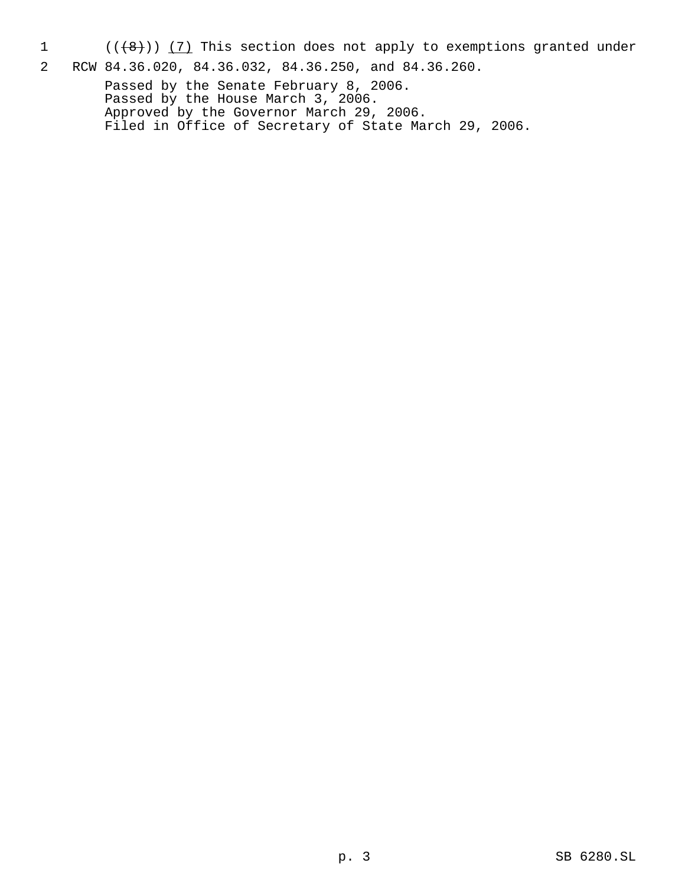((~~(8)~~)) (7) This section does not apply to exemptions granted under RCW 84.36.020, 84.36.032, 84.36.250, and 84.36.260.

Passed by the Senate February 8, 2006.
Passed by the House March 3, 2006.
Approved by the Governor March 29, 2006.
Filed in Office of Secretary of State March 29, 2006.